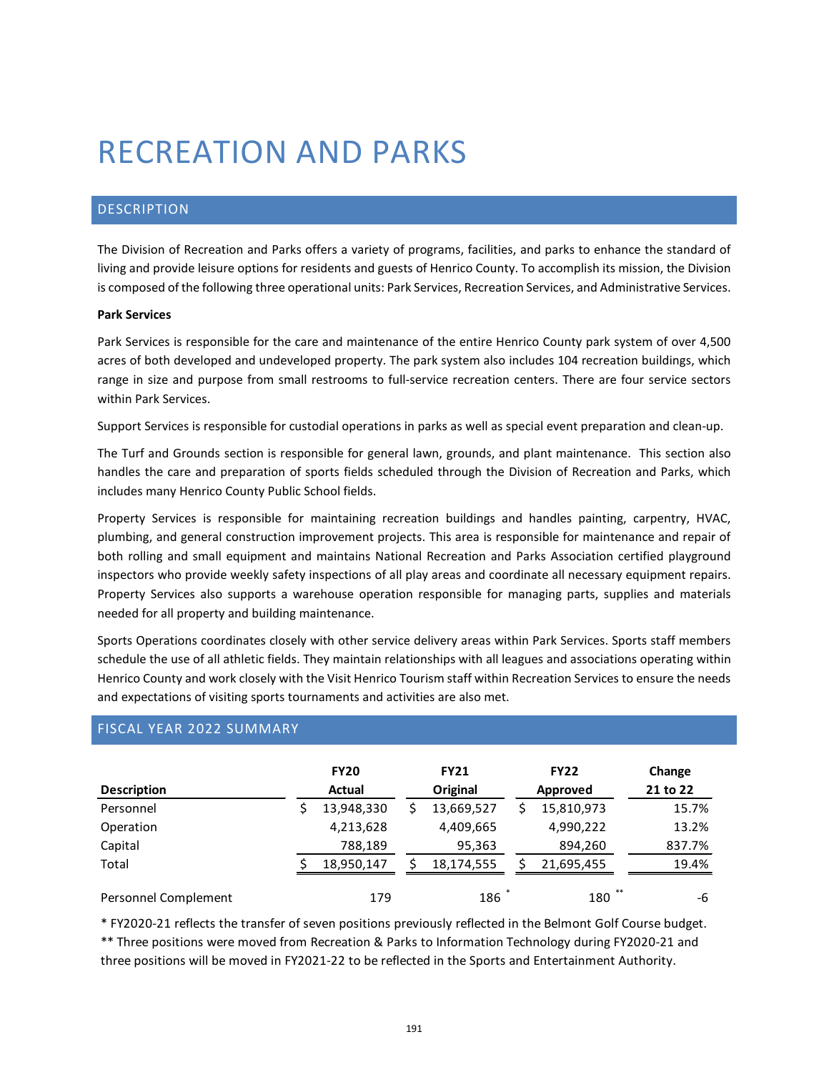# RECREATION AND PARKS

## DESCRIPTION

The Division of Recreation and Parks offers a variety of programs, facilities, and parks to enhance the standard of living and provide leisure options for residents and guests of Henrico County. To accomplish its mission, the Division is composed of the following three operational units: Park Services, Recreation Services, and Administrative Services.

**Park Services**

Park Services is responsible for the care and maintenance of the entire Henrico County park system of over 4,500 acres of both developed and undeveloped property. The park system also includes 104 recreation buildings, which range in size and purpose from small restrooms to full-service recreation centers. There are four service sectors within Park Services.

Support Services is responsible for custodial operations in parks as well as special event preparation and clean-up.

The Turf and Grounds section is responsible for general lawn, grounds, and plant maintenance. This section also handles the care and preparation of sports fields scheduled through the Division of Recreation and Parks, which includes many Henrico County Public School fields.

Property Services is responsible for maintaining recreation buildings and handles painting, carpentry, HVAC, plumbing, and general construction improvement projects. This area is responsible for maintenance and repair of both rolling and small equipment and maintains National Recreation and Parks Association certified playground inspectors who provide weekly safety inspections of all play areas and coordinate all necessary equipment repairs. Property Services also supports a warehouse operation responsible for managing parts, supplies and materials needed for all property and building maintenance.

Sports Operations coordinates closely with other service delivery areas within Park Services. Sports staff members schedule the use of all athletic fields. They maintain relationships with all leagues and associations operating within Henrico County and work closely with the Visit Henrico Tourism staff within Recreation Services to ensure the needs and expectations of visiting sports tournaments and activities are also met.

## FISCAL YEAR 2022 SUMMARY

| Description | FY20 Actual | FY21 Original | FY22 Approved | Change 21 to 22 |
|---|---|---|---|---|
| Personnel | $ 13,948,330 | $ 13,669,527 | $ 15,810,973 | 15.7% |
| Operation | 4,213,628 | 4,409,665 | 4,990,222 | 13.2% |
| Capital | 788,189 | 95,363 | 894,260 | 837.7% |
| Total | $ 18,950,147 | $ 18,174,555 | $ 21,695,455 | 19.4% |
| Personnel Complement | 179 | 186 * | 180 ** | -6 |

\* FY2020-21 reflects the transfer of seven positions previously reflected in the Belmont Golf Course budget.
** Three positions were moved from Recreation & Parks to Information Technology during FY2020-21 and three positions will be moved in FY2021-22 to be reflected in the Sports and Entertainment Authority.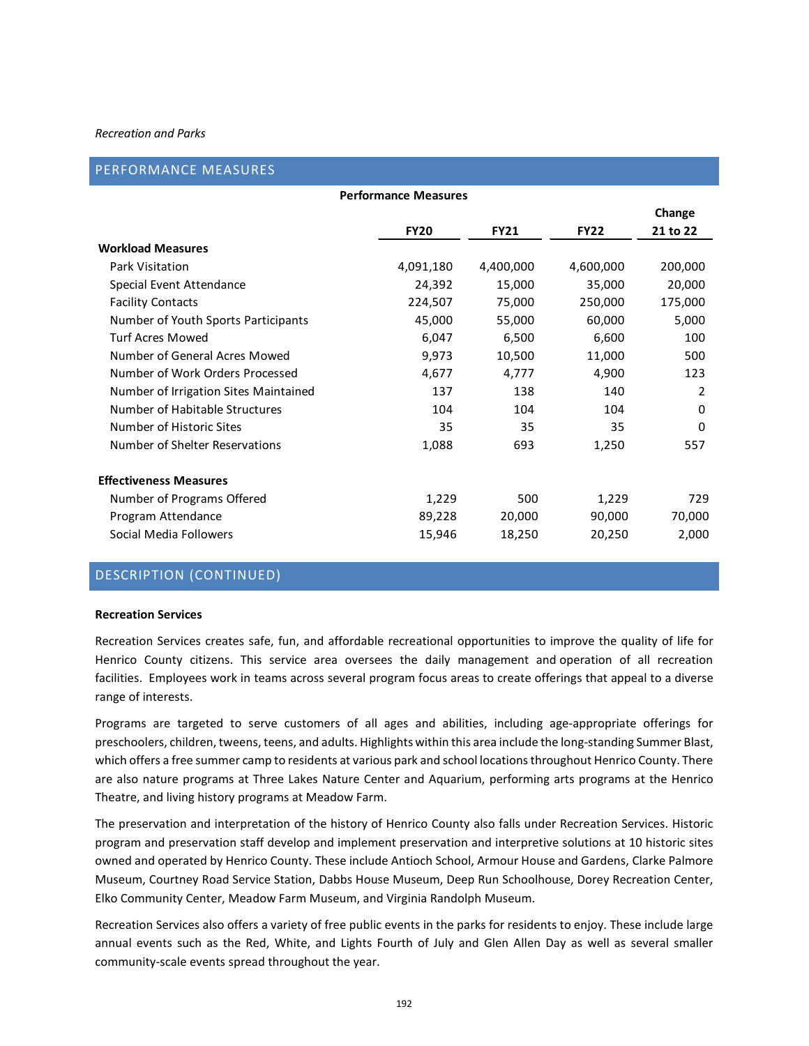*Recreation and Parks*

## PERFORMANCE MEASURES

**Performance Measures**

| | FY20 | FY21 | FY22 | Change 21 to 22 |
|---|---|---|---|---|
| **Workload Measures** | | | | |
| Park Visitation | 4,091,180 | 4,400,000 | 4,600,000 | 200,000 |
| Special Event Attendance | 24,392 | 15,000 | 35,000 | 20,000 |
| Facility Contacts | 224,507 | 75,000 | 250,000 | 175,000 |
| Number of Youth Sports Participants | 45,000 | 55,000 | 60,000 | 5,000 |
| Turf Acres Mowed | 6,047 | 6,500 | 6,600 | 100 |
| Number of General Acres Mowed | 9,973 | 10,500 | 11,000 | 500 |
| Number of Work Orders Processed | 4,677 | 4,777 | 4,900 | 123 |
| Number of Irrigation Sites Maintained | 137 | 138 | 140 | 2 |
| Number of Habitable Structures | 104 | 104 | 104 | 0 |
| Number of Historic Sites | 35 | 35 | 35 | 0 |
| Number of Shelter Reservations | 1,088 | 693 | 1,250 | 557 |
| **Effectiveness Measures** | | | | |
| Number of Programs Offered | 1,229 | 500 | 1,229 | 729 |
| Program Attendance | 89,228 | 20,000 | 90,000 | 70,000 |
| Social Media Followers | 15,946 | 18,250 | 20,250 | 2,000 |

## DESCRIPTION (CONTINUED)

**Recreation Services**

Recreation Services creates safe, fun, and affordable recreational opportunities to improve the quality of life for Henrico County citizens. This service area oversees the daily management and operation of all recreation facilities. Employees work in teams across several program focus areas to create offerings that appeal to a diverse range of interests.

Programs are targeted to serve customers of all ages and abilities, including age-appropriate offerings for preschoolers, children, tweens, teens, and adults. Highlights within this area include the long-standing Summer Blast, which offers a free summer camp to residents at various park and school locations throughout Henrico County. There are also nature programs at Three Lakes Nature Center and Aquarium, performing arts programs at the Henrico Theatre, and living history programs at Meadow Farm.

The preservation and interpretation of the history of Henrico County also falls under Recreation Services. Historic program and preservation staff develop and implement preservation and interpretive solutions at 10 historic sites owned and operated by Henrico County. These include Antioch School, Armour House and Gardens, Clarke Palmore Museum, Courtney Road Service Station, Dabbs House Museum, Deep Run Schoolhouse, Dorey Recreation Center, Elko Community Center, Meadow Farm Museum, and Virginia Randolph Museum.

Recreation Services also offers a variety of free public events in the parks for residents to enjoy. These include large annual events such as the Red, White, and Lights Fourth of July and Glen Allen Day as well as several smaller community-scale events spread throughout the year.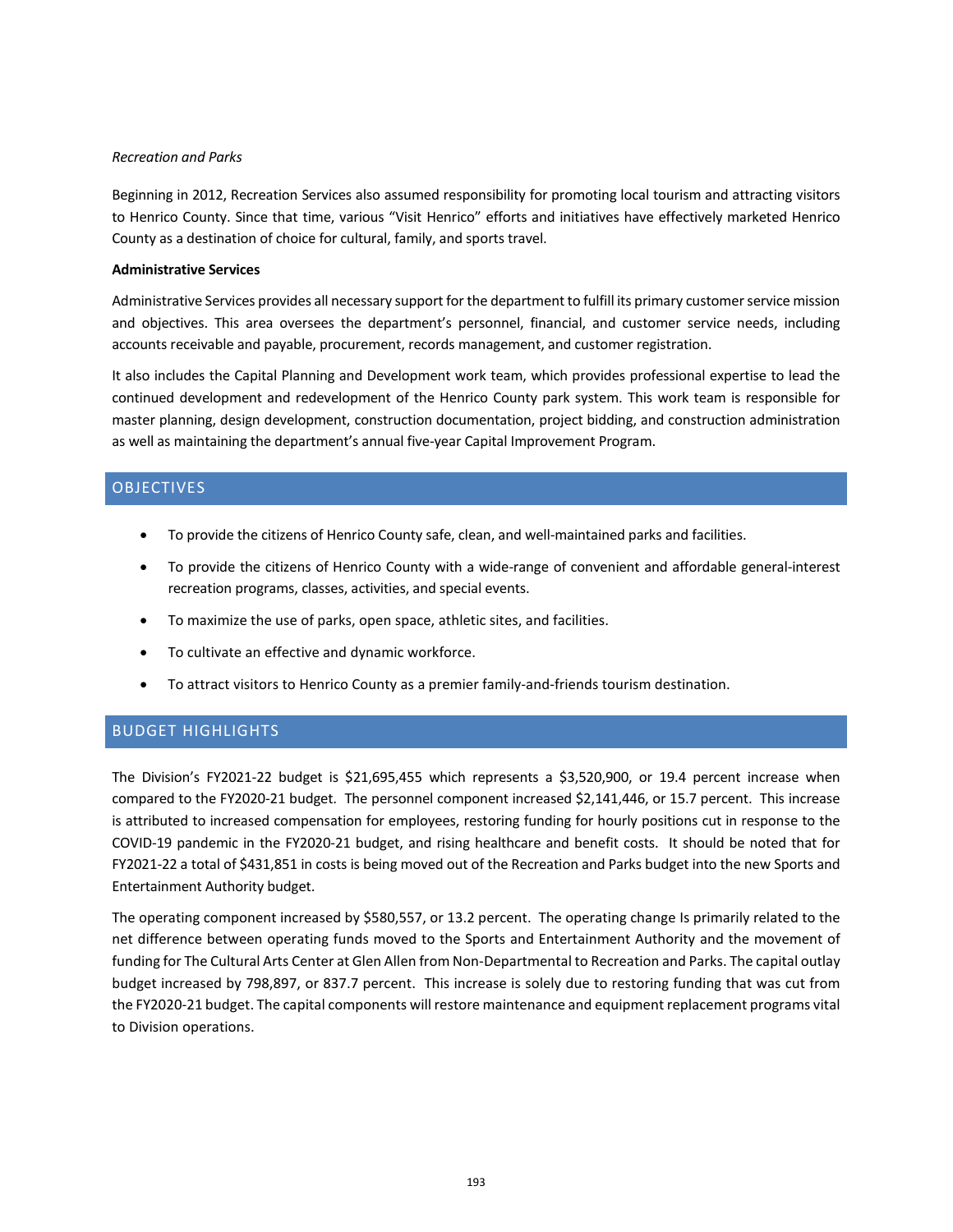*Recreation and Parks*

Beginning in 2012, Recreation Services also assumed responsibility for promoting local tourism and attracting visitors to Henrico County. Since that time, various "Visit Henrico" efforts and initiatives have effectively marketed Henrico County as a destination of choice for cultural, family, and sports travel.

**Administrative Services**

Administrative Services provides all necessary support for the department to fulfill its primary customer service mission and objectives. This area oversees the department's personnel, financial, and customer service needs, including accounts receivable and payable, procurement, records management, and customer registration.

It also includes the Capital Planning and Development work team, which provides professional expertise to lead the continued development and redevelopment of the Henrico County park system. This work team is responsible for master planning, design development, construction documentation, project bidding, and construction administration as well as maintaining the department's annual five-year Capital Improvement Program.

## OBJECTIVES

- To provide the citizens of Henrico County safe, clean, and well-maintained parks and facilities.
- To provide the citizens of Henrico County with a wide-range of convenient and affordable general-interest recreation programs, classes, activities, and special events.
- To maximize the use of parks, open space, athletic sites, and facilities.
- To cultivate an effective and dynamic workforce.
- To attract visitors to Henrico County as a premier family-and-friends tourism destination.

## BUDGET HIGHLIGHTS

The Division's FY2021-22 budget is $21,695,455 which represents a $3,520,900, or 19.4 percent increase when compared to the FY2020-21 budget. The personnel component increased $2,141,446, or 15.7 percent. This increase is attributed to increased compensation for employees, restoring funding for hourly positions cut in response to the COVID-19 pandemic in the FY2020-21 budget, and rising healthcare and benefit costs. It should be noted that for FY2021-22 a total of $431,851 in costs is being moved out of the Recreation and Parks budget into the new Sports and Entertainment Authority budget.

The operating component increased by $580,557, or 13.2 percent. The operating change Is primarily related to the net difference between operating funds moved to the Sports and Entertainment Authority and the movement of funding for The Cultural Arts Center at Glen Allen from Non-Departmental to Recreation and Parks. The capital outlay budget increased by 798,897, or 837.7 percent. This increase is solely due to restoring funding that was cut from the FY2020-21 budget. The capital components will restore maintenance and equipment replacement programs vital to Division operations.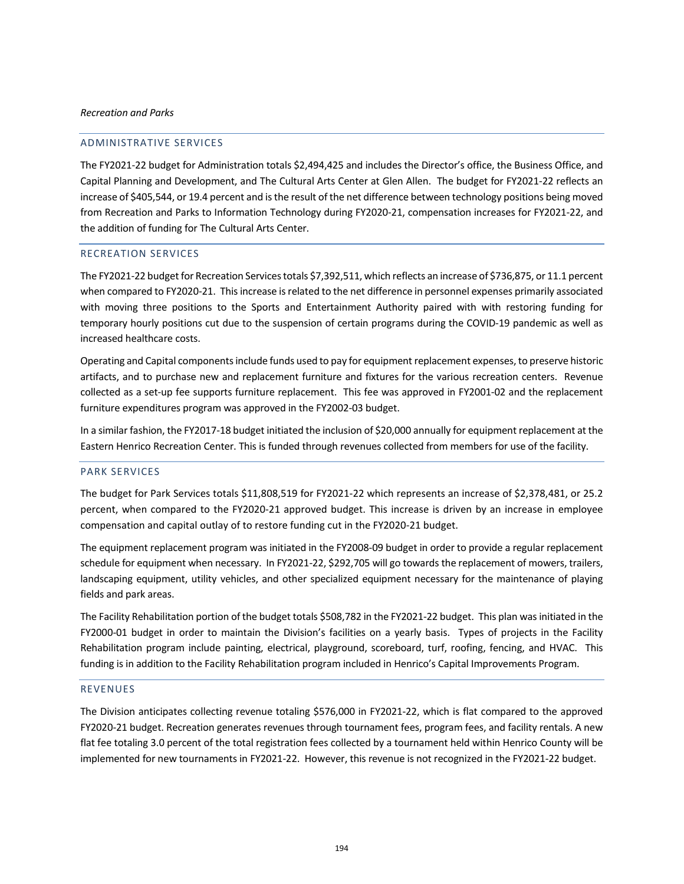*Recreation and Parks*

## ADMINISTRATIVE SERVICES

The FY2021-22 budget for Administration totals $2,494,425 and includes the Director's office, the Business Office, and Capital Planning and Development, and The Cultural Arts Center at Glen Allen. The budget for FY2021-22 reflects an increase of $405,544, or 19.4 percent and is the result of the net difference between technology positions being moved from Recreation and Parks to Information Technology during FY2020-21, compensation increases for FY2021-22, and the addition of funding for The Cultural Arts Center.

## RECREATION SERVICES

The FY2021-22 budget for Recreation Services totals $7,392,511, which reflects an increase of $736,875, or 11.1 percent when compared to FY2020-21. This increase is related to the net difference in personnel expenses primarily associated with moving three positions to the Sports and Entertainment Authority paired with with restoring funding for temporary hourly positions cut due to the suspension of certain programs during the COVID-19 pandemic as well as increased healthcare costs.

Operating and Capital components include funds used to pay for equipment replacement expenses, to preserve historic artifacts, and to purchase new and replacement furniture and fixtures for the various recreation centers. Revenue collected as a set-up fee supports furniture replacement. This fee was approved in FY2001-02 and the replacement furniture expenditures program was approved in the FY2002-03 budget.

In a similar fashion, the FY2017-18 budget initiated the inclusion of $20,000 annually for equipment replacement at the Eastern Henrico Recreation Center. This is funded through revenues collected from members for use of the facility.

## PARK SERVICES

The budget for Park Services totals $11,808,519 for FY2021-22 which represents an increase of $2,378,481, or 25.2 percent, when compared to the FY2020-21 approved budget. This increase is driven by an increase in employee compensation and capital outlay of to restore funding cut in the FY2020-21 budget.

The equipment replacement program was initiated in the FY2008-09 budget in order to provide a regular replacement schedule for equipment when necessary. In FY2021-22, $292,705 will go towards the replacement of mowers, trailers, landscaping equipment, utility vehicles, and other specialized equipment necessary for the maintenance of playing fields and park areas.

The Facility Rehabilitation portion of the budget totals $508,782 in the FY2021-22 budget. This plan was initiated in the FY2000-01 budget in order to maintain the Division's facilities on a yearly basis. Types of projects in the Facility Rehabilitation program include painting, electrical, playground, scoreboard, turf, roofing, fencing, and HVAC. This funding is in addition to the Facility Rehabilitation program included in Henrico's Capital Improvements Program.

## REVENUES

The Division anticipates collecting revenue totaling $576,000 in FY2021-22, which is flat compared to the approved FY2020-21 budget. Recreation generates revenues through tournament fees, program fees, and facility rentals. A new flat fee totaling 3.0 percent of the total registration fees collected by a tournament held within Henrico County will be implemented for new tournaments in FY2021-22. However, this revenue is not recognized in the FY2021-22 budget.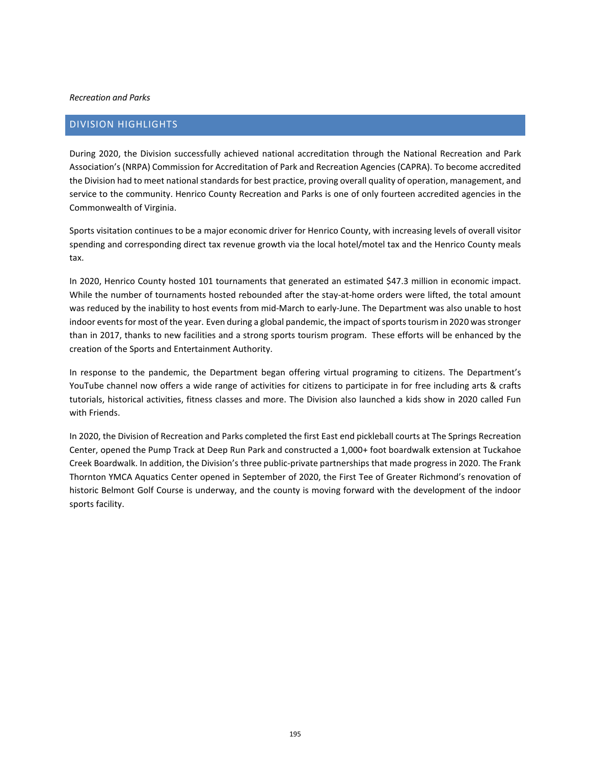*Recreation and Parks*

## DIVISION HIGHLIGHTS

During 2020, the Division successfully achieved national accreditation through the National Recreation and Park Association's (NRPA) Commission for Accreditation of Park and Recreation Agencies (CAPRA). To become accredited the Division had to meet national standards for best practice, proving overall quality of operation, management, and service to the community. Henrico County Recreation and Parks is one of only fourteen accredited agencies in the Commonwealth of Virginia.

Sports visitation continues to be a major economic driver for Henrico County, with increasing levels of overall visitor spending and corresponding direct tax revenue growth via the local hotel/motel tax and the Henrico County meals tax.

In 2020, Henrico County hosted 101 tournaments that generated an estimated $47.3 million in economic impact. While the number of tournaments hosted rebounded after the stay-at-home orders were lifted, the total amount was reduced by the inability to host events from mid-March to early-June. The Department was also unable to host indoor events for most of the year. Even during a global pandemic, the impact of sports tourism in 2020 was stronger than in 2017, thanks to new facilities and a strong sports tourism program. These efforts will be enhanced by the creation of the Sports and Entertainment Authority.

In response to the pandemic, the Department began offering virtual programing to citizens. The Department's YouTube channel now offers a wide range of activities for citizens to participate in for free including arts & crafts tutorials, historical activities, fitness classes and more. The Division also launched a kids show in 2020 called Fun with Friends.

In 2020, the Division of Recreation and Parks completed the first East end pickleball courts at The Springs Recreation Center, opened the Pump Track at Deep Run Park and constructed a 1,000+ foot boardwalk extension at Tuckahoe Creek Boardwalk. In addition, the Division's three public-private partnerships that made progress in 2020. The Frank Thornton YMCA Aquatics Center opened in September of 2020, the First Tee of Greater Richmond's renovation of historic Belmont Golf Course is underway, and the county is moving forward with the development of the indoor sports facility.